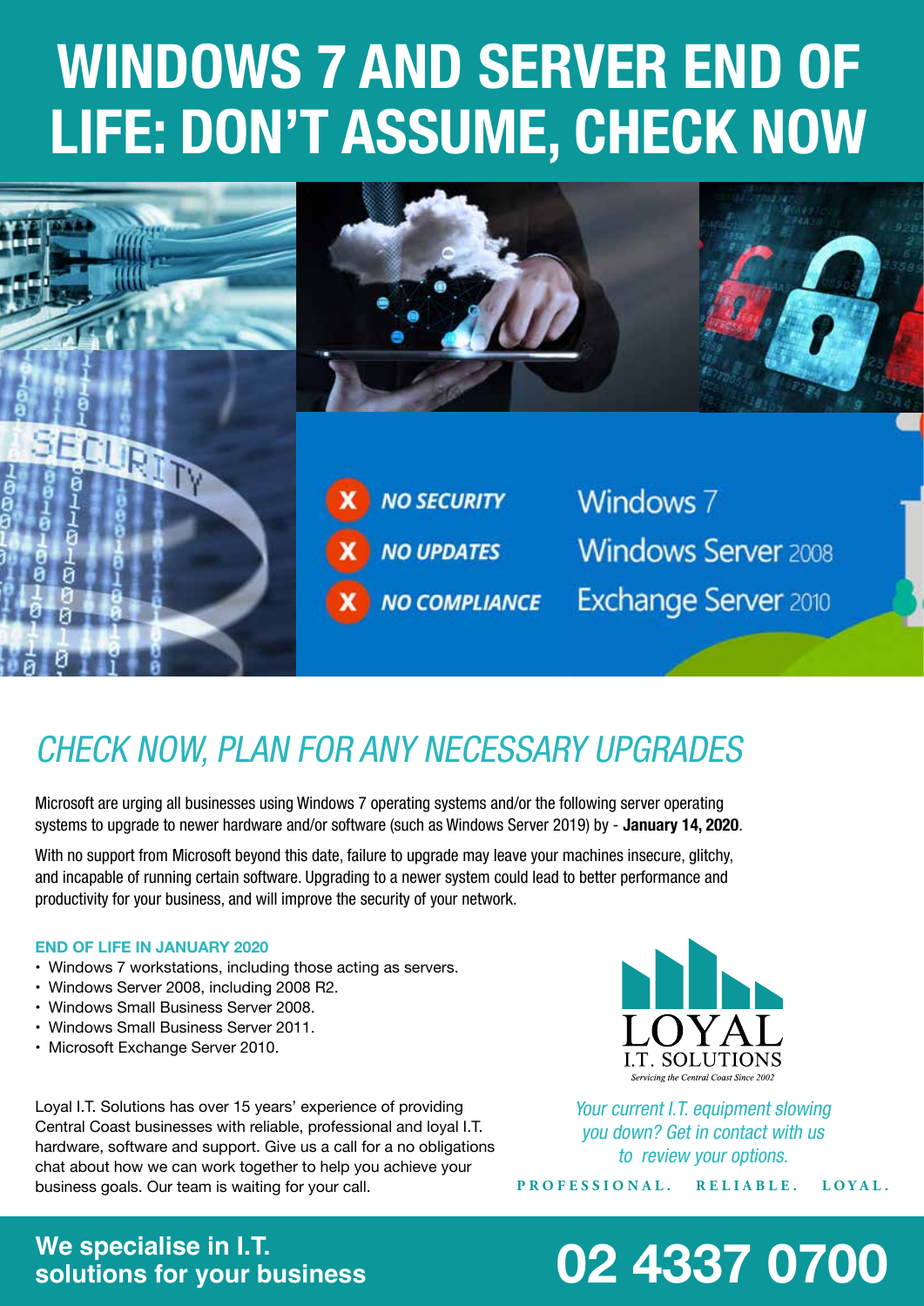# WINDOWS 7 AND SERVER END OF LIFE: DON'T ASSUME, CHECK NOW

- **NO SECURITY**
- **NO UPDATES**
- **NO COMPLIANCE**

Windows 7
Windows Server 2008
Exchange Server 2010

## *CHECK NOW, PLAN FOR ANY NECESSARY UPGRADES*

Microsoft are urging all businesses using Windows 7 operating systems and/or the following server operating systems to upgrade to newer hardware and/or software (such as Windows Server 2019) by - **January 14, 2020**.

With no support from Microsoft beyond this date, failure to upgrade may leave your machines insecure, glitchy, and incapable of running certain software. Upgrading to a newer system could lead to better performance and productivity for your business, and will improve the security of your network.

### END OF LIFE IN JANUARY 2020

- Windows 7 workstations, including those acting as servers.
- Windows Server 2008, including 2008 R2.
- Windows Small Business Server 2008.
- Windows Small Business Server 2011.
- Microsoft Exchange Server 2010.

Loyal I.T. Solutions has over 15 years' experience of providing Central Coast businesses with reliable, professional and loyal I.T. hardware, software and support. Give us a call for a no obligations chat about how we can work together to help you achieve your business goals. Our team is waiting for your call.

LOYAL I.T. SOLUTIONS
*Servicing the Central Coast Since 2002*

*Your current I.T. equipment slowing you down? Get in contact with us to review your options.*

PROFESSIONAL. RELIABLE. LOYAL.

**We specialise in I.T. solutions for your business**

**02 4337 0700**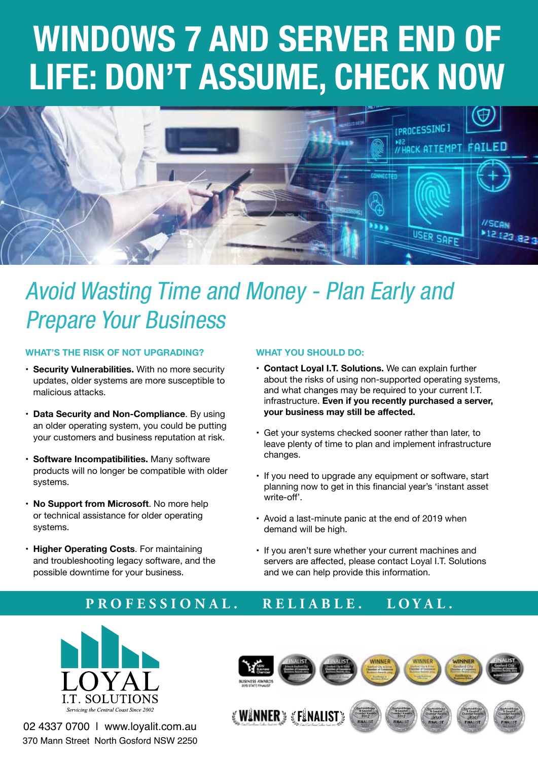# WINDOWS 7 AND SERVER END OF LIFE: DON'T ASSUME, CHECK NOW

## *Avoid Wasting Time and Money - Plan Early and Prepare Your Business*

### WHAT'S THE RISK OF NOT UPGRADING?

- **Security Vulnerabilities.** With no more security updates, older systems are more susceptible to malicious attacks.
- **Data Security and Non-Compliance**. By using an older operating system, you could be putting your customers and business reputation at risk.
- **Software Incompatibilities.** Many software products will no longer be compatible with older systems.
- **No Support from Microsoft**. No more help or technical assistance for older operating systems.
- **Higher Operating Costs**. For maintaining and troubleshooting legacy software, and the possible downtime for your business.

### WHAT YOU SHOULD DO:

- **Contact Loyal I.T. Solutions.** We can explain further about the risks of using non-supported operating systems, and what changes may be required to your current I.T. infrastructure. **Even if you recently purchased a server, your business may still be affected.**
- Get your systems checked sooner rather than later, to leave plenty of time to plan and implement infrastructure changes.
- If you need to upgrade any equipment or software, start planning now to get in this financial year's 'instant asset write-off'.
- Avoid a last-minute panic at the end of 2019 when demand will be high.
- If you aren't sure whether your current machines and servers are affected, please contact Loyal I.T. Solutions and we can help provide this information.

**PROFESSIONAL. RELIABLE. LOYAL.**

LOYAL I.T. SOLUTIONS

*Servicing the Central Coast Since 2002*

02 4337 0700 | www.loyalit.com.au

370 Mann Street North Gosford NSW 2250